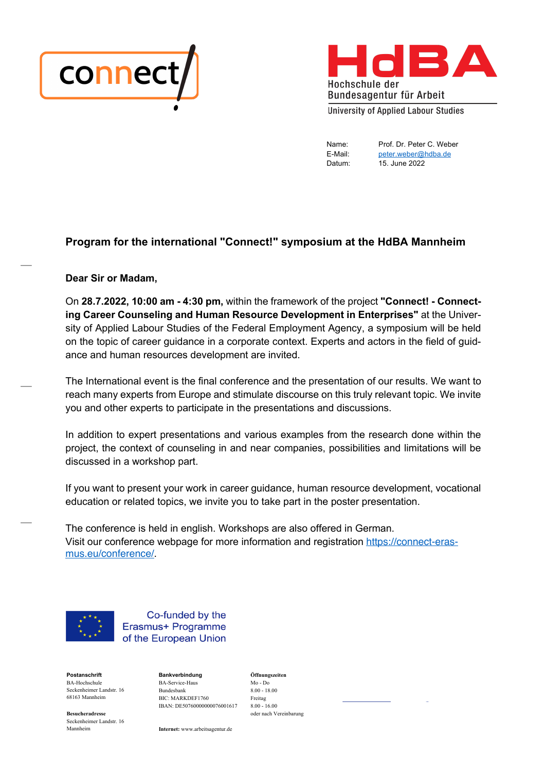connect!

HdBA
Hochschule der
Bundesagentur für Arbeit
University of Applied Labour Studies

Name: Prof. Dr. Peter C. Weber
E-Mail: peter.weber@hdba.de
Datum: 15. June 2022

## Program for the international "Connect!" symposium at the HdBA Mannheim

**Dear Sir or Madam,**

On **28.7.2022, 10:00 am - 4:30 pm,** within the framework of the project **"Connect! - Connecting Career Counseling and Human Resource Development in Enterprises"** at the University of Applied Labour Studies of the Federal Employment Agency, a symposium will be held on the topic of career guidance in a corporate context. Experts and actors in the field of guidance and human resources development are invited.

The International event is the final conference and the presentation of our results. We want to reach many experts from Europe and stimulate discourse on this truly relevant topic. We invite you and other experts to participate in the presentations and discussions.

In addition to expert presentations and various examples from the research done within the project, the context of counseling in and near companies, possibilities and limitations will be discussed in a workshop part.

If you want to present your work in career guidance, human resource development, vocational education or related topics, we invite you to take part in the poster presentation.

The conference is held in english. Workshops are also offered in German.
Visit our conference webpage for more information and registration https://connect-erasmus.eu/conference/.

Co-funded by the Erasmus+ Programme of the European Union

**Postanschrift**
BA-Hochschule
Seckenheimer Landstr. 16
68163 Mannheim

**Besucheradresse**
Seckenheimer Landstr. 16
Mannheim

**Bankverbindung**
BA-Service-Haus
Bundesbank
BIC: MARKDEF1760
IBAN: DE50760000000076001617

**Internet:** www.arbeitsagentur.de

**Öffnungszeiten**
Mo - Do
8.00 - 18.00
Freitag
8.00 - 16.00
oder nach Vereinbarung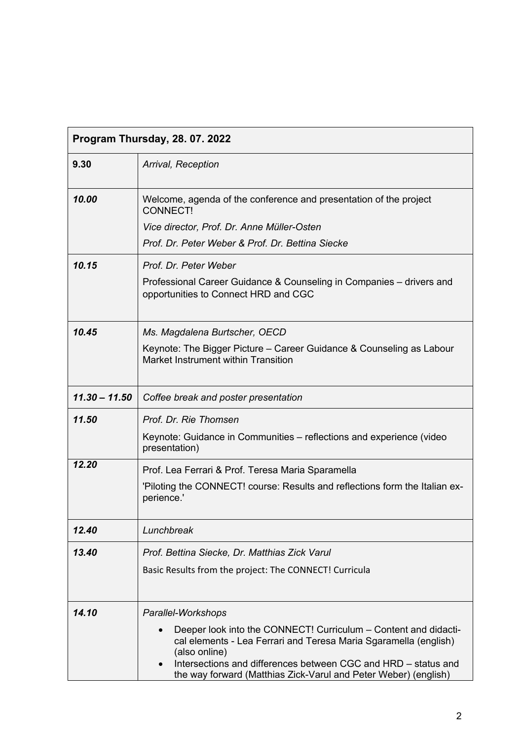| **Program Thursday, 28. 07. 2022** | |
|---|---|
| **9.30** | *Arrival, Reception* |
| ***10.00*** | Welcome, agenda of the conference and presentation of the project CONNECT!<br>*Vice director, Prof. Dr. Anne Müller-Osten*<br>*Prof. Dr. Peter Weber & Prof. Dr. Bettina Siecke* |
| ***10.15*** | *Prof. Dr. Peter Weber*<br>Professional Career Guidance & Counseling in Companies – drivers and opportunities to Connect HRD and CGC |
| ***10.45*** | *Ms. Magdalena Burtscher, OECD*<br>Keynote: The Bigger Picture – Career Guidance & Counseling as Labour Market Instrument within Transition |
| ***11.30 – 11.50*** | *Coffee break and poster presentation* |
| ***11.50*** | *Prof. Dr. Rie Thomsen*<br>Keynote: Guidance in Communities – reflections and experience (video presentation) |
| ***12.20*** | Prof. Lea Ferrari & Prof. Teresa Maria Sparamella<br>'Piloting the CONNECT! course: Results and reflections form the Italian experience.' |
| ***12.40*** | *Lunchbreak* |
| ***13.40*** | *Prof. Bettina Siecke, Dr. Matthias Zick Varul*<br>Basic Results from the project: The CONNECT! Curricula |
| ***14.10*** | *Parallel-Workshops*<br>• Deeper look into the CONNECT! Curriculum – Content and didactical elements - Lea Ferrari and Teresa Maria Sgaramella (english) (also online)<br>• Intersections and differences between CGC and HRD – status and the way forward (Matthias Zick-Varul and Peter Weber) (english) |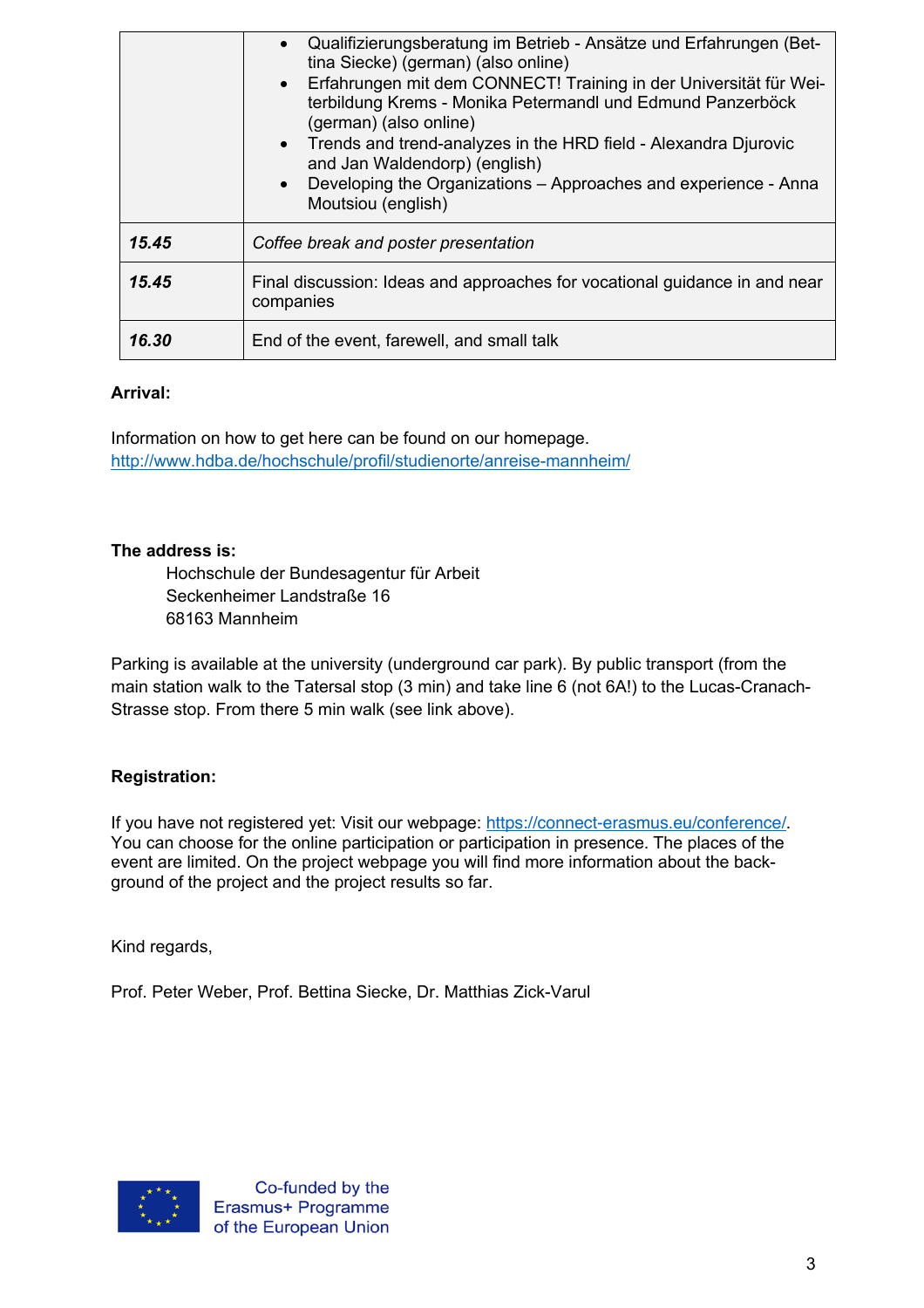| | |
|---|---|
| | • Qualifizierungsberatung im Betrieb - Ansätze und Erfahrungen (Bettina Siecke) (german) (also online)<br>• Erfahrungen mit dem CONNECT! Training in der Universität für Weiterbildung Krems - Monika Petermandl und Edmund Panzerböck (german) (also online)<br>• Trends and trend-analyzes in the HRD field - Alexandra Djurovic and Jan Waldendorp) (english)<br>• Developing the Organizations – Approaches and experience - Anna Moutsiou (english) |
| ***15.45*** | *Coffee break and poster presentation* |
| ***15.45*** | Final discussion: Ideas and approaches for vocational guidance in and near companies |
| ***16.30*** | End of the event, farewell, and small talk |

**Arrival:**

Information on how to get here can be found on our homepage.
http://www.hdba.de/hochschule/profil/studienorte/anreise-mannheim/

**The address is:**

Hochschule der Bundesagentur für Arbeit
Seckenheimer Landstraße 16
68163 Mannheim

Parking is available at the university (underground car park). By public transport (from the main station walk to the Tatersal stop (3 min) and take line 6 (not 6A!) to the Lucas-Cranach-Strasse stop. From there 5 min walk (see link above).

**Registration:**

If you have not registered yet: Visit our webpage: https://connect-erasmus.eu/conference/. You can choose for the online participation or participation in presence. The places of the event are limited. On the project webpage you will find more information about the background of the project and the project results so far.

Kind regards,

Prof. Peter Weber, Prof. Bettina Siecke, Dr. Matthias Zick-Varul

Co-funded by the Erasmus+ Programme of the European Union